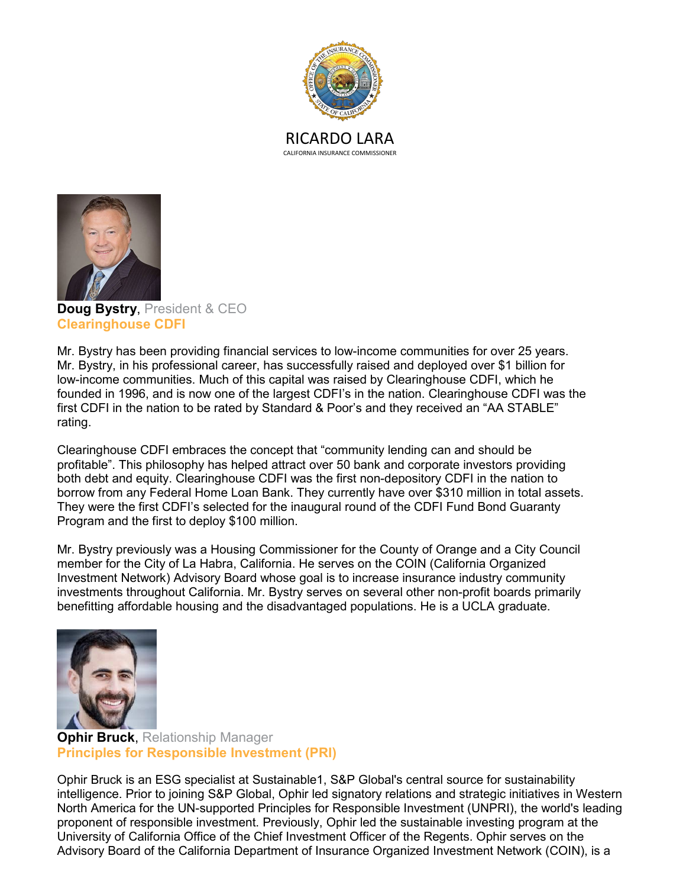RICARDO LARA
CALIFORNIA INSURANCE COMMISSIONER

**Doug Bystry**, President & CEO
**Clearinghouse CDFI**

Mr. Bystry has been providing financial services to low-income communities for over 25 years. Mr. Bystry, in his professional career, has successfully raised and deployed over $1 billion for low-income communities. Much of this capital was raised by Clearinghouse CDFI, which he founded in 1996, and is now one of the largest CDFI's in the nation. Clearinghouse CDFI was the first CDFI in the nation to be rated by Standard & Poor's and they received an "AA STABLE" rating.

Clearinghouse CDFI embraces the concept that "community lending can and should be profitable". This philosophy has helped attract over 50 bank and corporate investors providing both debt and equity. Clearinghouse CDFI was the first non-depository CDFI in the nation to borrow from any Federal Home Loan Bank. They currently have over $310 million in total assets. They were the first CDFI's selected for the inaugural round of the CDFI Fund Bond Guaranty Program and the first to deploy $100 million.

Mr. Bystry previously was a Housing Commissioner for the County of Orange and a City Council member for the City of La Habra, California. He serves on the COIN (California Organized Investment Network) Advisory Board whose goal is to increase insurance industry community investments throughout California. Mr. Bystry serves on several other non-profit boards primarily benefitting affordable housing and the disadvantaged populations. He is a UCLA graduate.

**Ophir Bruck**, Relationship Manager
**Principles for Responsible Investment (PRI)**

Ophir Bruck is an ESG specialist at Sustainable1, S&P Global's central source for sustainability intelligence. Prior to joining S&P Global, Ophir led signatory relations and strategic initiatives in Western North America for the UN-supported Principles for Responsible Investment (UNPRI), the world's leading proponent of responsible investment. Previously, Ophir led the sustainable investing program at the University of California Office of the Chief Investment Officer of the Regents. Ophir serves on the Advisory Board of the California Department of Insurance Organized Investment Network (COIN), is a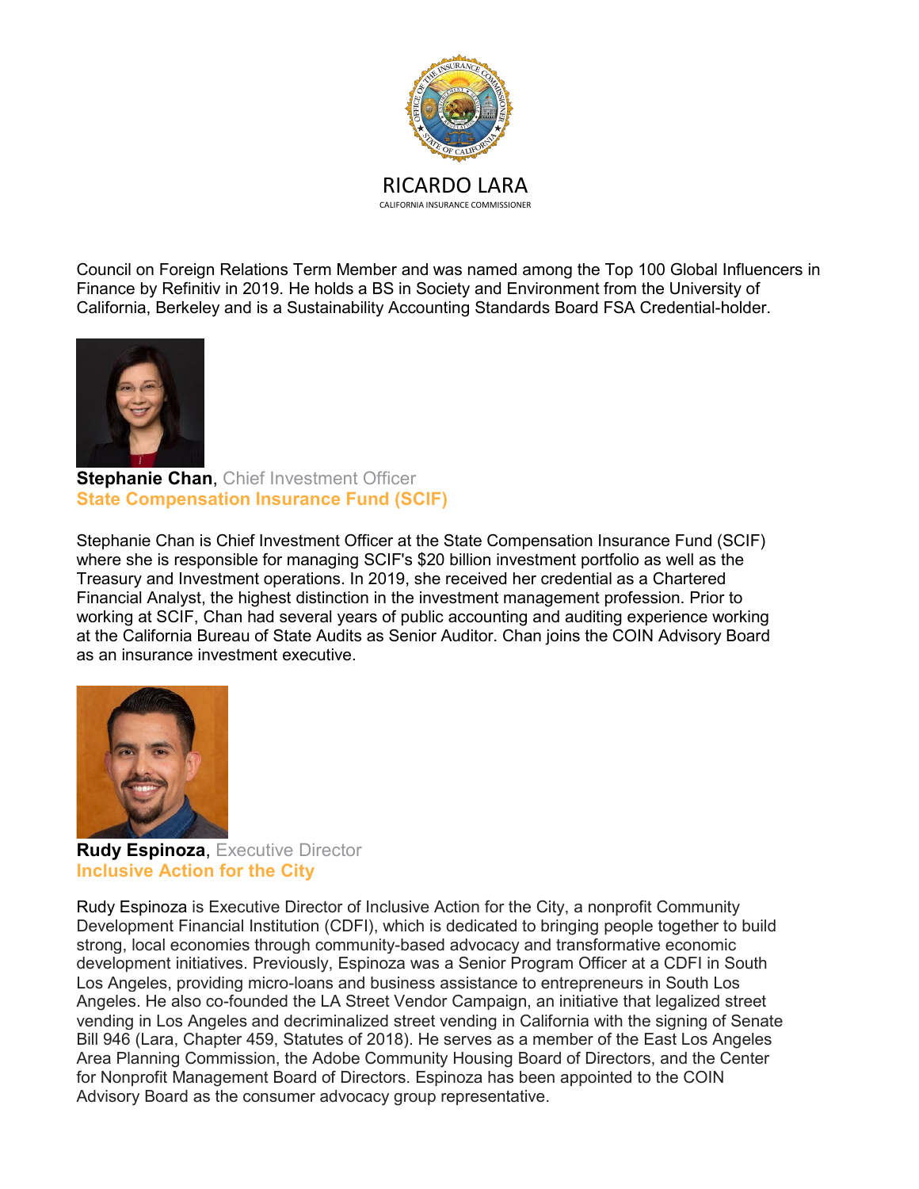Council on Foreign Relations Term Member and was named among the Top 100 Global Influencers in Finance by Refinitiv in 2019. He holds a BS in Society and Environment from the University of California, Berkeley and is a Sustainability Accounting Standards Board FSA Credential-holder.

**Stephanie Chan**, Chief Investment Officer
**State Compensation Insurance Fund (SCIF)**

Stephanie Chan is Chief Investment Officer at the State Compensation Insurance Fund (SCIF) where she is responsible for managing SCIF's $20 billion investment portfolio as well as the Treasury and Investment operations. In 2019, she received her credential as a Chartered Financial Analyst, the highest distinction in the investment management profession. Prior to working at SCIF, Chan had several years of public accounting and auditing experience working at the California Bureau of State Audits as Senior Auditor. Chan joins the COIN Advisory Board as an insurance investment executive.

**Rudy Espinoza**, Executive Director
**Inclusive Action for the City**

Rudy Espinoza is Executive Director of Inclusive Action for the City, a nonprofit Community Development Financial Institution (CDFI), which is dedicated to bringing people together to build strong, local economies through community-based advocacy and transformative economic development initiatives. Previously, Espinoza was a Senior Program Officer at a CDFI in South Los Angeles, providing micro-loans and business assistance to entrepreneurs in South Los Angeles. He also co-founded the LA Street Vendor Campaign, an initiative that legalized street vending in Los Angeles and decriminalized street vending in California with the signing of Senate Bill 946 (Lara, Chapter 459, Statutes of 2018). He serves as a member of the East Los Angeles Area Planning Commission, the Adobe Community Housing Board of Directors, and the Center for Nonprofit Management Board of Directors. Espinoza has been appointed to the COIN Advisory Board as the consumer advocacy group representative.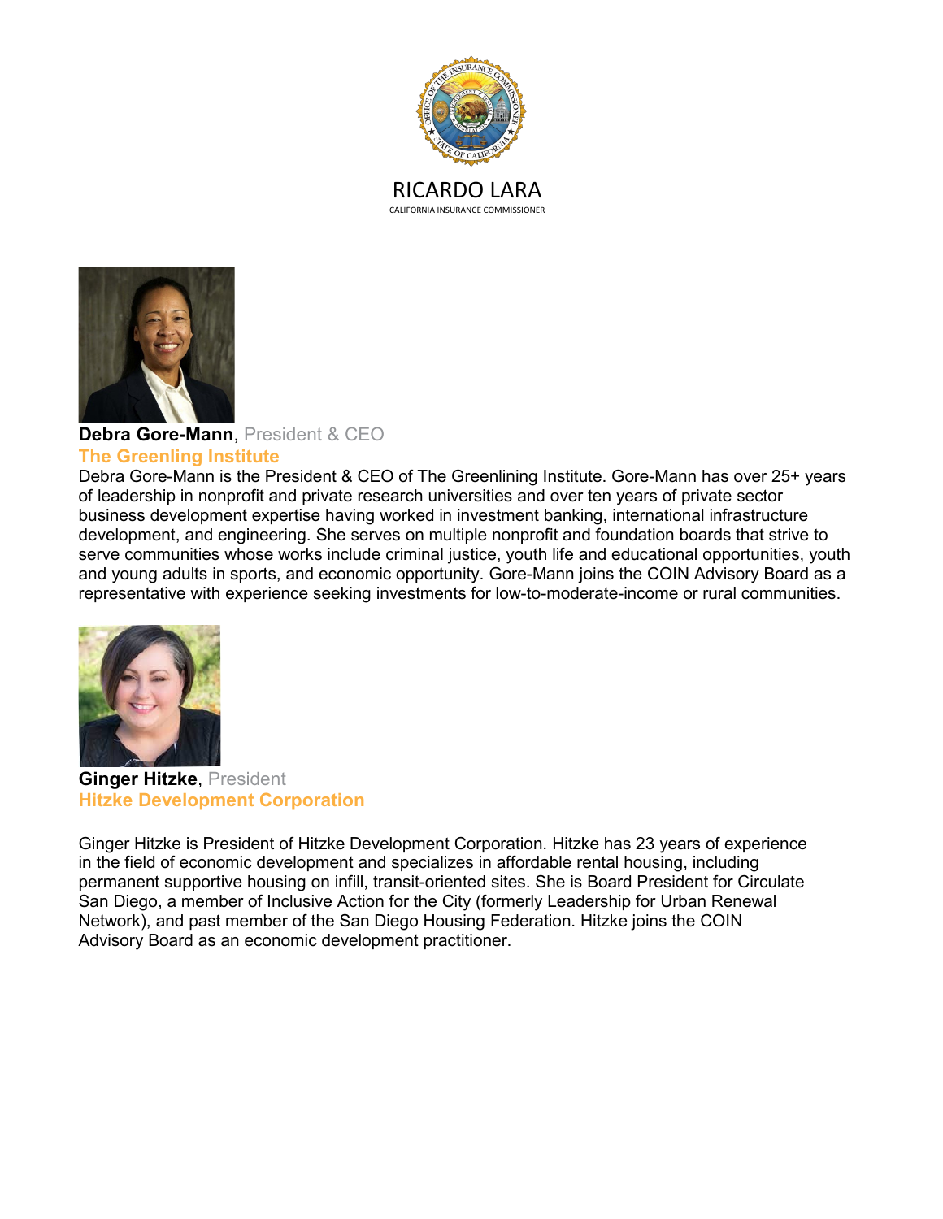RICARDO LARA
CALIFORNIA INSURANCE COMMISSIONER

**Debra Gore-Mann**, President & CEO
**The Greenling Institute**

Debra Gore-Mann is the President & CEO of The Greenlining Institute. Gore-Mann has over 25+ years of leadership in nonprofit and private research universities and over ten years of private sector business development expertise having worked in investment banking, international infrastructure development, and engineering. She serves on multiple nonprofit and foundation boards that strive to serve communities whose works include criminal justice, youth life and educational opportunities, youth and young adults in sports, and economic opportunity. Gore-Mann joins the COIN Advisory Board as a representative with experience seeking investments for low-to-moderate-income or rural communities.

**Ginger Hitzke**, President
**Hitzke Development Corporation**

Ginger Hitzke is President of Hitzke Development Corporation. Hitzke has 23 years of experience in the field of economic development and specializes in affordable rental housing, including permanent supportive housing on infill, transit-oriented sites. She is Board President for Circulate San Diego, a member of Inclusive Action for the City (formerly Leadership for Urban Renewal Network), and past member of the San Diego Housing Federation. Hitzke joins the COIN Advisory Board as an economic development practitioner.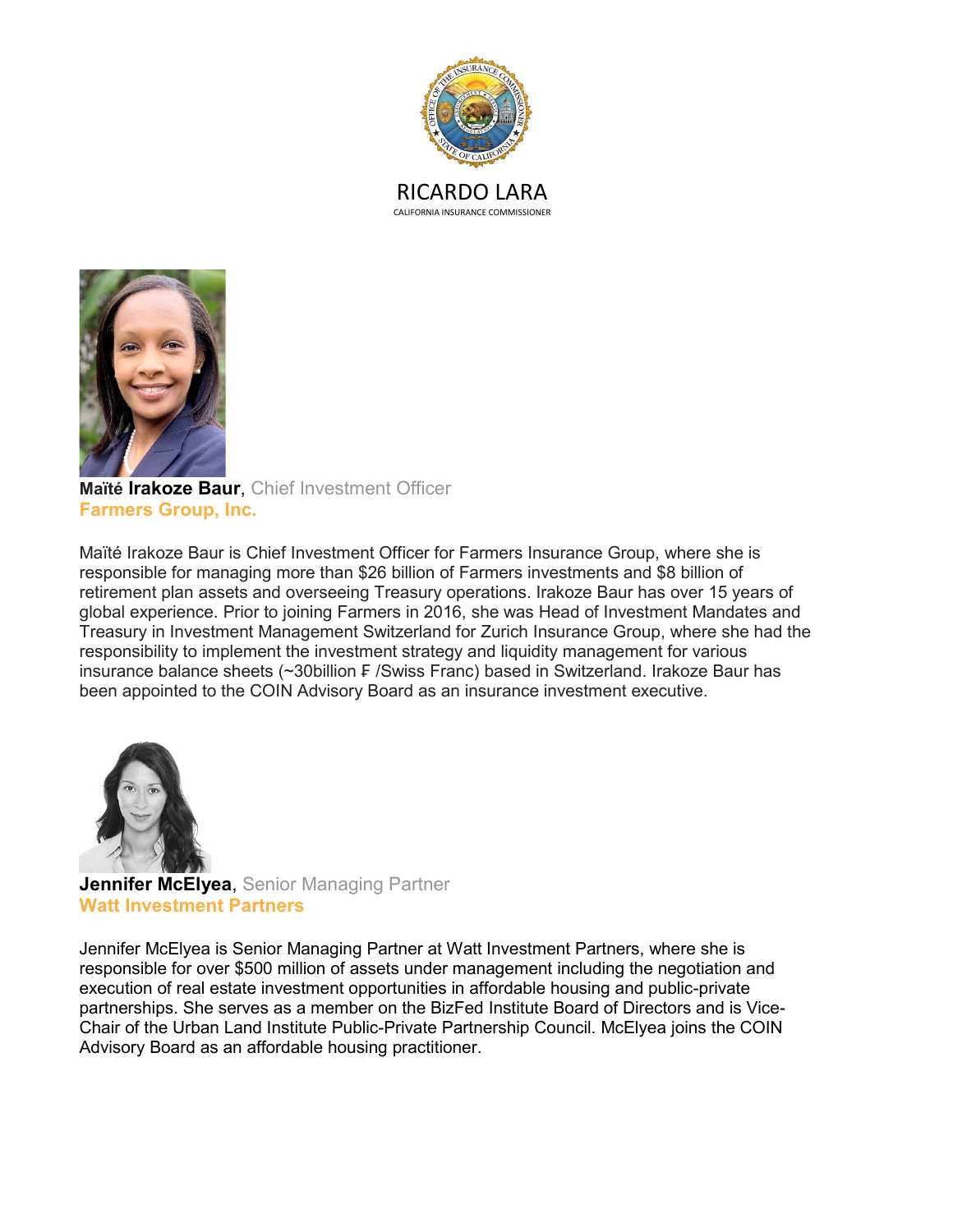RICARDO LARA

CALIFORNIA INSURANCE COMMISSIONER

**Maïté Irakoze Baur**, Chief Investment Officer
**Farmers Group, Inc.**

Maïté Irakoze Baur is Chief Investment Officer for Farmers Insurance Group, where she is responsible for managing more than $26 billion of Farmers investments and $8 billion of retirement plan assets and overseeing Treasury operations. Irakoze Baur has over 15 years of global experience. Prior to joining Farmers in 2016, she was Head of Investment Mandates and Treasury in Investment Management Switzerland for Zurich Insurance Group, where she had the responsibility to implement the investment strategy and liquidity management for various insurance balance sheets (~30billion ₣ /Swiss Franc) based in Switzerland. Irakoze Baur has been appointed to the COIN Advisory Board as an insurance investment executive.

**Jennifer McElyea**, Senior Managing Partner
**Watt Investment Partners**

Jennifer McElyea is Senior Managing Partner at Watt Investment Partners, where she is responsible for over $500 million of assets under management including the negotiation and execution of real estate investment opportunities in affordable housing and public-private partnerships. She serves as a member on the BizFed Institute Board of Directors and is Vice-Chair of the Urban Land Institute Public-Private Partnership Council. McElyea joins the COIN Advisory Board as an affordable housing practitioner.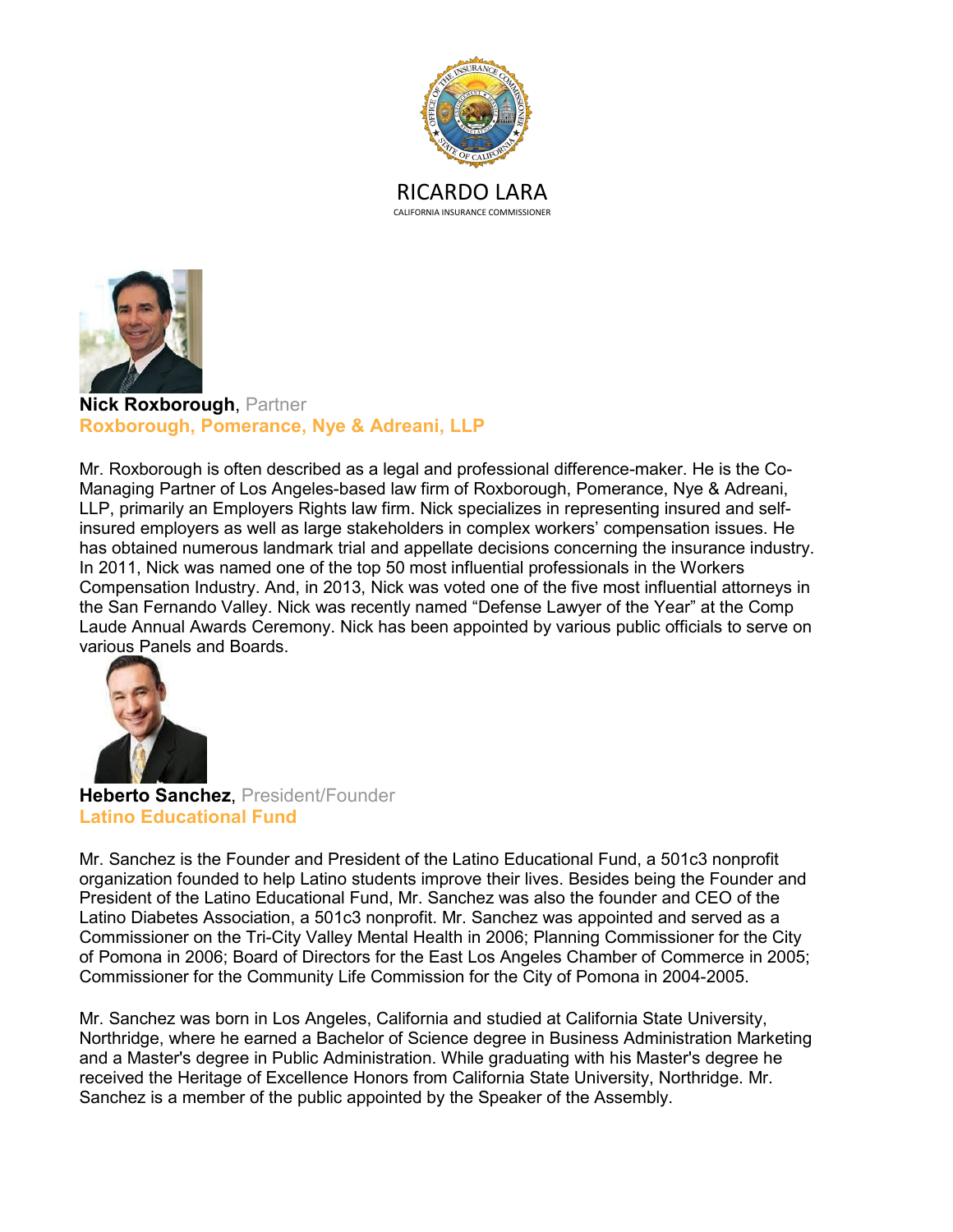RICARDO LARA

CALIFORNIA INSURANCE COMMISSIONER

**Nick Roxborough**, Partner
**Roxborough, Pomerance, Nye & Adreani, LLP**

Mr. Roxborough is often described as a legal and professional difference-maker. He is the Co-Managing Partner of Los Angeles-based law firm of Roxborough, Pomerance, Nye & Adreani, LLP, primarily an Employers Rights law firm. Nick specializes in representing insured and self-insured employers as well as large stakeholders in complex workers' compensation issues. He has obtained numerous landmark trial and appellate decisions concerning the insurance industry. In 2011, Nick was named one of the top 50 most influential professionals in the Workers Compensation Industry. And, in 2013, Nick was voted one of the five most influential attorneys in the San Fernando Valley. Nick was recently named "Defense Lawyer of the Year" at the Comp Laude Annual Awards Ceremony. Nick has been appointed by various public officials to serve on various Panels and Boards.

**Heberto Sanchez**, President/Founder
**Latino Educational Fund**

Mr. Sanchez is the Founder and President of the Latino Educational Fund, a 501c3 nonprofit organization founded to help Latino students improve their lives. Besides being the Founder and President of the Latino Educational Fund, Mr. Sanchez was also the founder and CEO of the Latino Diabetes Association, a 501c3 nonprofit. Mr. Sanchez was appointed and served as a Commissioner on the Tri-City Valley Mental Health in 2006; Planning Commissioner for the City of Pomona in 2006; Board of Directors for the East Los Angeles Chamber of Commerce in 2005; Commissioner for the Community Life Commission for the City of Pomona in 2004-2005.

Mr. Sanchez was born in Los Angeles, California and studied at California State University, Northridge, where he earned a Bachelor of Science degree in Business Administration Marketing and a Master's degree in Public Administration. While graduating with his Master's degree he received the Heritage of Excellence Honors from California State University, Northridge. Mr. Sanchez is a member of the public appointed by the Speaker of the Assembly.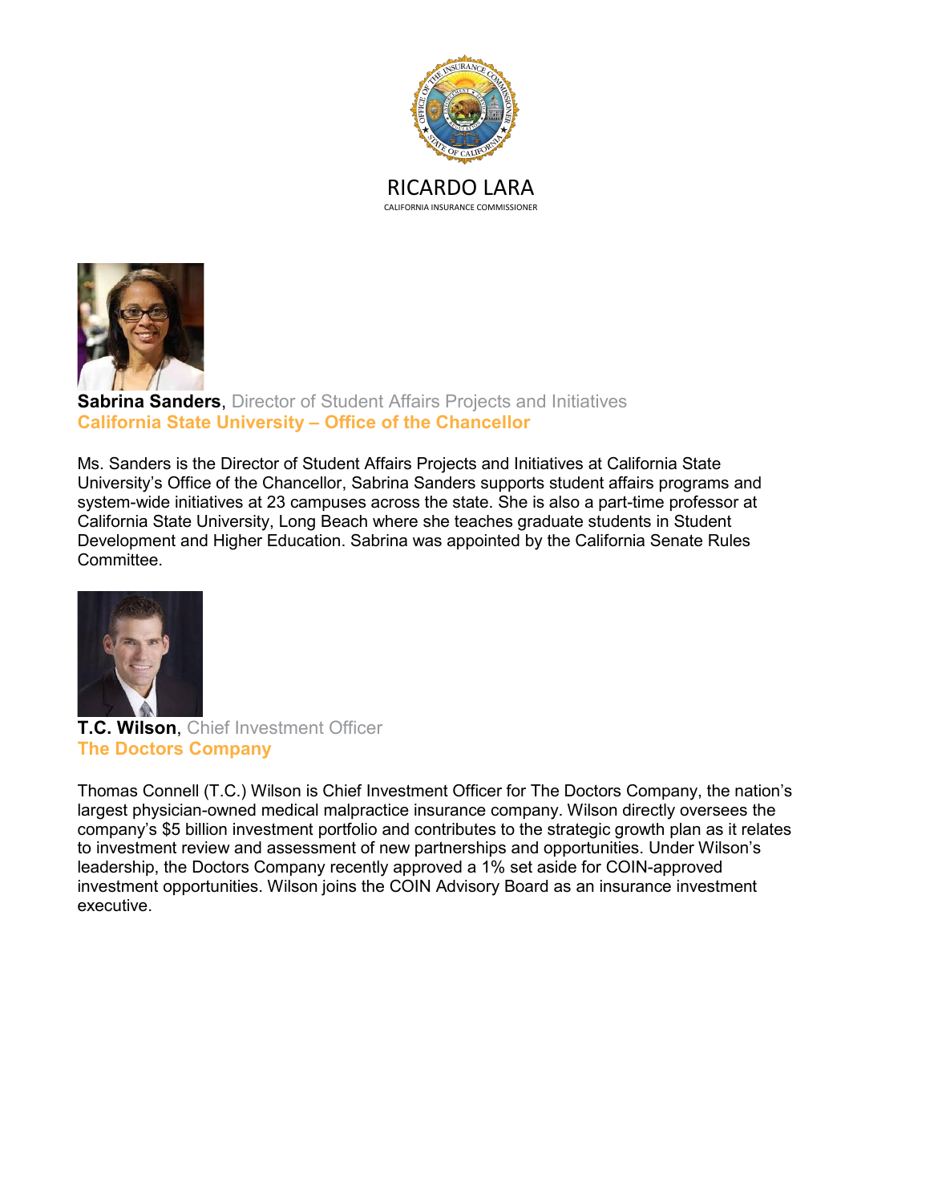RICARDO LARA

CALIFORNIA INSURANCE COMMISSIONER

**Sabrina Sanders**, Director of Student Affairs Projects and Initiatives
**California State University – Office of the Chancellor**

Ms. Sanders is the Director of Student Affairs Projects and Initiatives at California State University's Office of the Chancellor, Sabrina Sanders supports student affairs programs and system-wide initiatives at 23 campuses across the state. She is also a part-time professor at California State University, Long Beach where she teaches graduate students in Student Development and Higher Education. Sabrina was appointed by the California Senate Rules Committee.

**T.C. Wilson**, Chief Investment Officer
**The Doctors Company**

Thomas Connell (T.C.) Wilson is Chief Investment Officer for The Doctors Company, the nation's largest physician-owned medical malpractice insurance company. Wilson directly oversees the company's $5 billion investment portfolio and contributes to the strategic growth plan as it relates to investment review and assessment of new partnerships and opportunities. Under Wilson's leadership, the Doctors Company recently approved a 1% set aside for COIN-approved investment opportunities. Wilson joins the COIN Advisory Board as an insurance investment executive.